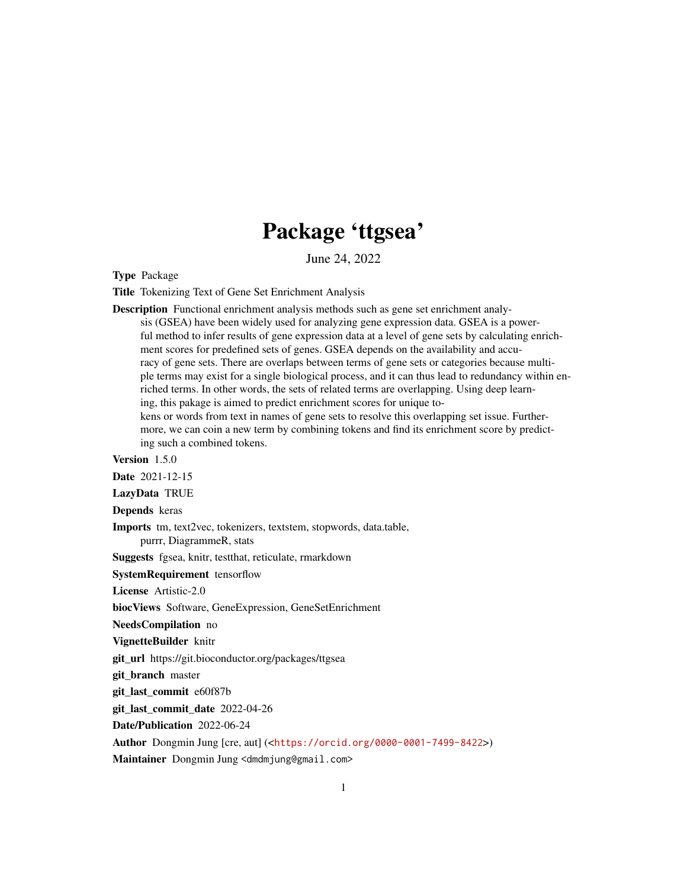# Package 'ttgsea'

June 24, 2022

**Type** Package

**Title** Tokenizing Text of Gene Set Enrichment Analysis

**Description** Functional enrichment analysis methods such as gene set enrichment analysis (GSEA) have been widely used for analyzing gene expression data. GSEA is a powerful method to infer results of gene expression data at a level of gene sets by calculating enrichment scores for predefined sets of genes. GSEA depends on the availability and accuracy of gene sets. There are overlaps between terms of gene sets or categories because multiple terms may exist for a single biological process, and it can thus lead to redundancy within enriched terms. In other words, the sets of related terms are overlapping. Using deep learning, this pakage is aimed to predict enrichment scores for unique tokens or words from text in names of gene sets to resolve this overlapping set issue. Furthermore, we can coin a new term by combining tokens and find its enrichment score by predicting such a combined tokens.

**Version** 1.5.0

**Date** 2021-12-15

**LazyData** TRUE

**Depends** keras

**Imports** tm, text2vec, tokenizers, textstem, stopwords, data.table, purrr, DiagrammeR, stats

**Suggests** fgsea, knitr, testthat, reticulate, rmarkdown

**SystemRequirement** tensorflow

**License** Artistic-2.0

**biocViews** Software, GeneExpression, GeneSetEnrichment

**NeedsCompilation** no

**VignetteBuilder** knitr

**git_url** https://git.bioconductor.org/packages/ttgsea

**git_branch** master

**git_last_commit** e60f87b

**git_last_commit_date** 2022-04-26

**Date/Publication** 2022-06-24

**Author** Dongmin Jung [cre, aut] (<https://orcid.org/0000-0001-7499-8422>)

**Maintainer** Dongmin Jung <dmdmjung@gmail.com>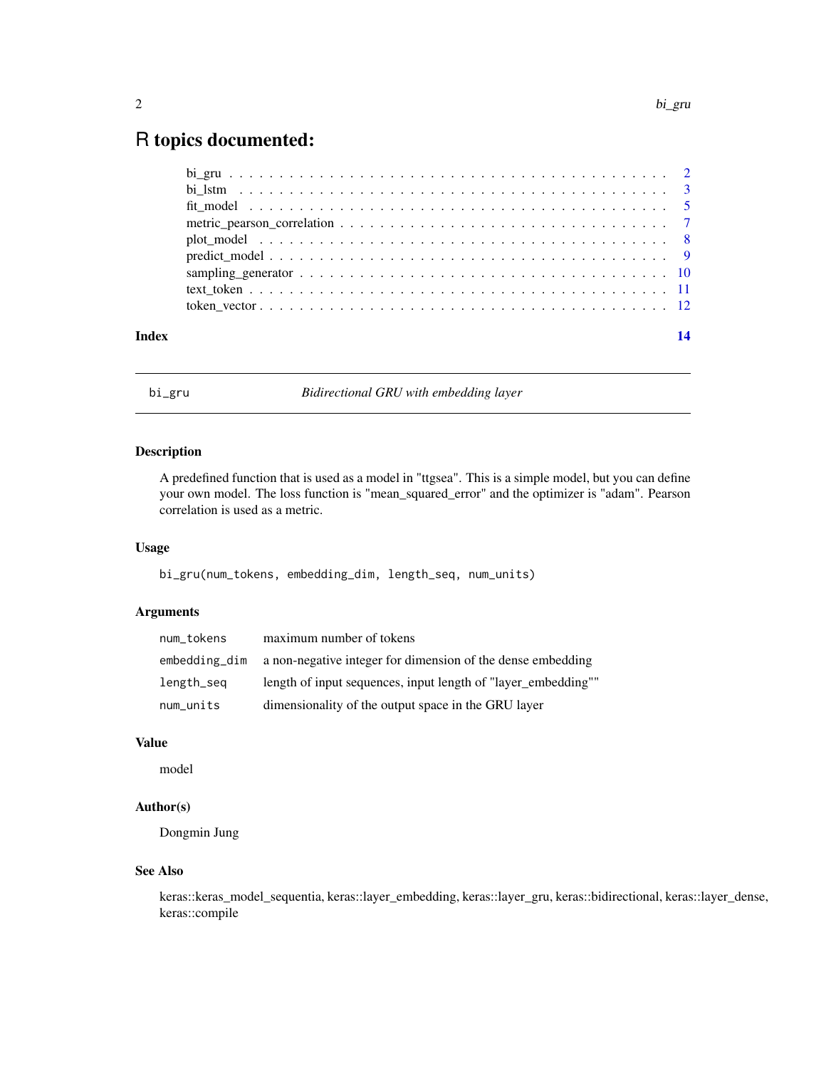# R topics documented:

- bi_gru . . . . . . . . . . . . . . . . . . . . . . . . . . . . . . . . . . . . . . . . . . 2
- bi_lstm . . . . . . . . . . . . . . . . . . . . . . . . . . . . . . . . . . . . . . . . . . 3
- fit_model . . . . . . . . . . . . . . . . . . . . . . . . . . . . . . . . . . . . . . . . . 5
- metric_pearson_correlation . . . . . . . . . . . . . . . . . . . . . . . . . . . . . . . 7
- plot_model . . . . . . . . . . . . . . . . . . . . . . . . . . . . . . . . . . . . . . . . 8
- predict_model . . . . . . . . . . . . . . . . . . . . . . . . . . . . . . . . . . . . . . 9
- sampling_generator . . . . . . . . . . . . . . . . . . . . . . . . . . . . . . . . . . . 10
- text_token . . . . . . . . . . . . . . . . . . . . . . . . . . . . . . . . . . . . . . . . 11
- token_vector . . . . . . . . . . . . . . . . . . . . . . . . . . . . . . . . . . . . . . . 12

**Index** **14**

---

## bi_gru — *Bidirectional GRU with embedding layer*

---

### Description

A predefined function that is used as a model in "ttgsea". This is a simple model, but you can define your own model. The loss function is "mean_squared_error" and the optimizer is "adam". Pearson correlation is used as a metric.

### Usage

```
bi_gru(num_tokens, embedding_dim, length_seq, num_units)
```

### Arguments

| | |
|---|---|
| `num_tokens` | maximum number of tokens |
| `embedding_dim` | a non-negative integer for dimension of the dense embedding |
| `length_seq` | length of input sequences, input length of "layer_embedding"" |
| `num_units` | dimensionality of the output space in the GRU layer |

### Value

model

### Author(s)

Dongmin Jung

### See Also

keras::keras_model_sequentia, keras::layer_embedding, keras::layer_gru, keras::bidirectional, keras::layer_dense, keras::compile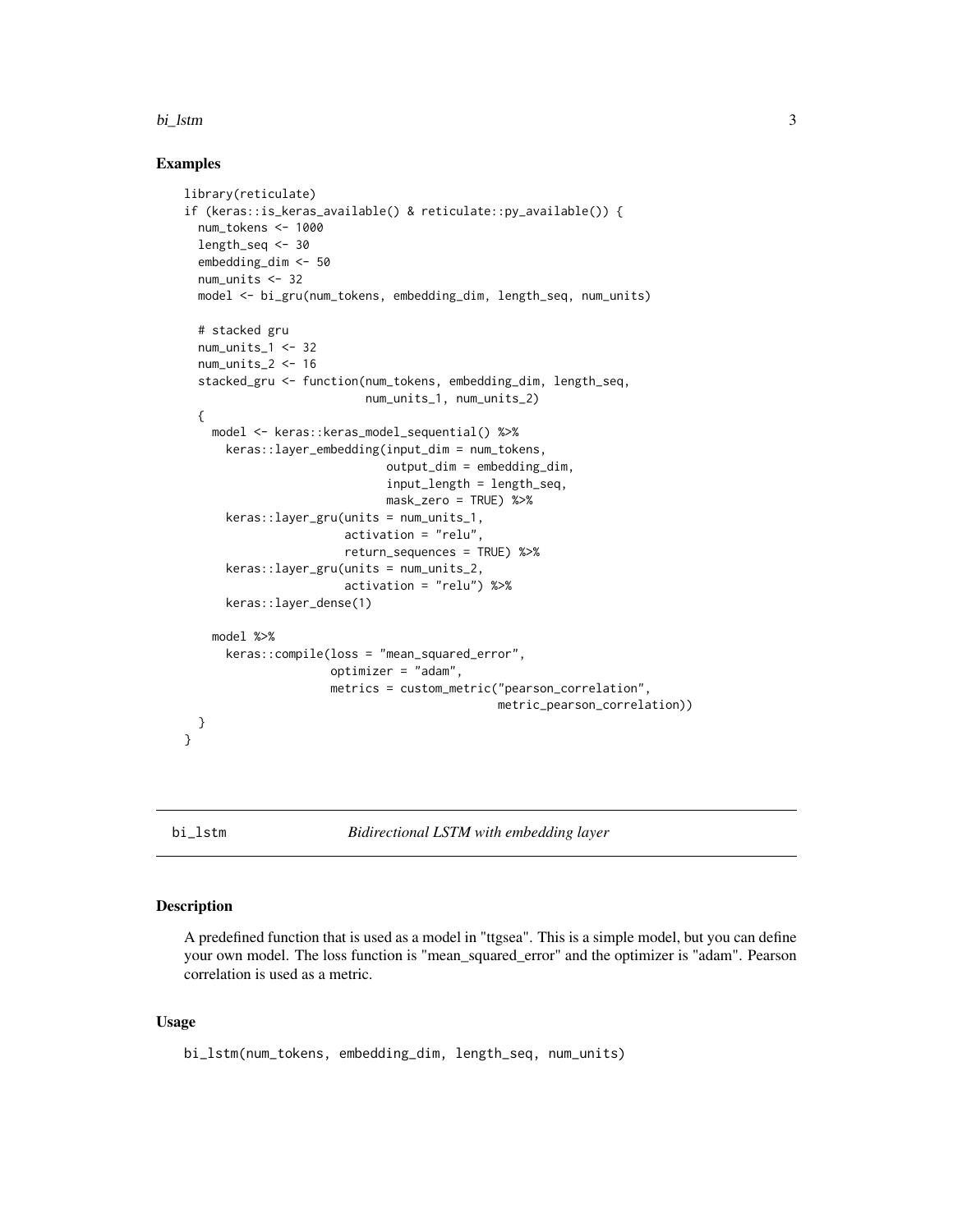### Examples

```
library(reticulate)
if (keras::is_keras_available() & reticulate::py_available()) {
  num_tokens <- 1000
  length_seq <- 30
  embedding_dim <- 50
  num_units <- 32
  model <- bi_gru(num_tokens, embedding_dim, length_seq, num_units)

  # stacked gru
  num_units_1 <- 32
  num_units_2 <- 16
  stacked_gru <- function(num_tokens, embedding_dim, length_seq,
                          num_units_1, num_units_2)
  {
    model <- keras::keras_model_sequential() %>%
      keras::layer_embedding(input_dim = num_tokens,
                             output_dim = embedding_dim,
                             input_length = length_seq,
                             mask_zero = TRUE) %>%
      keras::layer_gru(units = num_units_1,
                       activation = "relu",
                       return_sequences = TRUE) %>%
      keras::layer_gru(units = num_units_2,
                       activation = "relu") %>%
      keras::layer_dense(1)

    model %>%
      keras::compile(loss = "mean_squared_error",
                     optimizer = "adam",
                     metrics = custom_metric("pearson_correlation",
                                             metric_pearson_correlation))
  }
}
```

---

## bi_lstm — *Bidirectional LSTM with embedding layer*

### Description

A predefined function that is used as a model in "ttgsea". This is a simple model, but you can define your own model. The loss function is "mean_squared_error" and the optimizer is "adam". Pearson correlation is used as a metric.

### Usage

```
bi_lstm(num_tokens, embedding_dim, length_seq, num_units)
```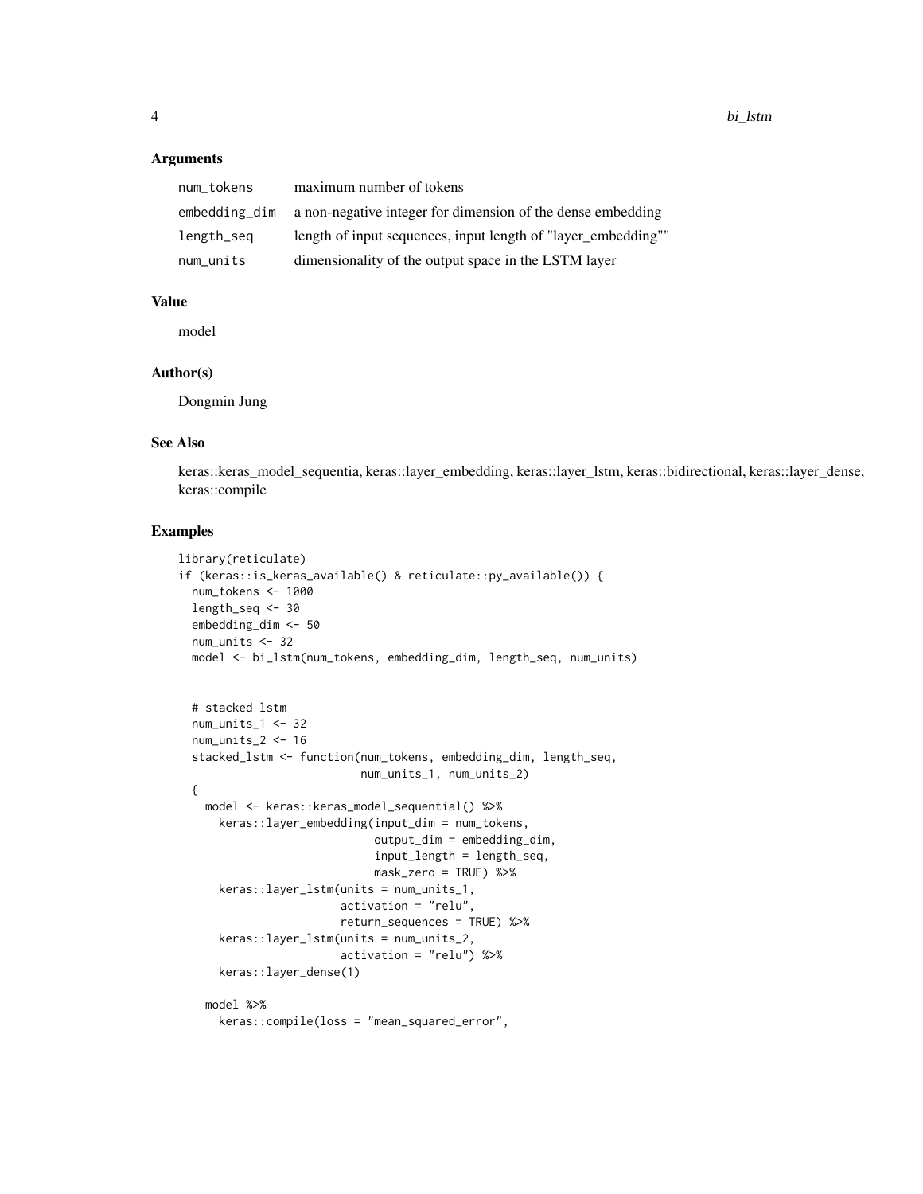## Arguments

| | |
|---|---|
| `num_tokens` | maximum number of tokens |
| `embedding_dim` | a non-negative integer for dimension of the dense embedding |
| `length_seq` | length of input sequences, input length of "layer_embedding"" |
| `num_units` | dimensionality of the output space in the LSTM layer |

## Value

model

## Author(s)

Dongmin Jung

## See Also

keras::keras_model_sequentia, keras::layer_embedding, keras::layer_lstm, keras::bidirectional, keras::layer_dense, keras::compile

## Examples

```
library(reticulate)
if (keras::is_keras_available() & reticulate::py_available()) {
  num_tokens <- 1000
  length_seq <- 30
  embedding_dim <- 50
  num_units <- 32
  model <- bi_lstm(num_tokens, embedding_dim, length_seq, num_units)


  # stacked lstm
  num_units_1 <- 32
  num_units_2 <- 16
  stacked_lstm <- function(num_tokens, embedding_dim, length_seq,
                           num_units_1, num_units_2)
  {
    model <- keras::keras_model_sequential() %>%
      keras::layer_embedding(input_dim = num_tokens,
                             output_dim = embedding_dim,
                             input_length = length_seq,
                             mask_zero = TRUE) %>%
      keras::layer_lstm(units = num_units_1,
                        activation = "relu",
                        return_sequences = TRUE) %>%
      keras::layer_lstm(units = num_units_2,
                        activation = "relu") %>%
      keras::layer_dense(1)

    model %>%
      keras::compile(loss = "mean_squared_error",
```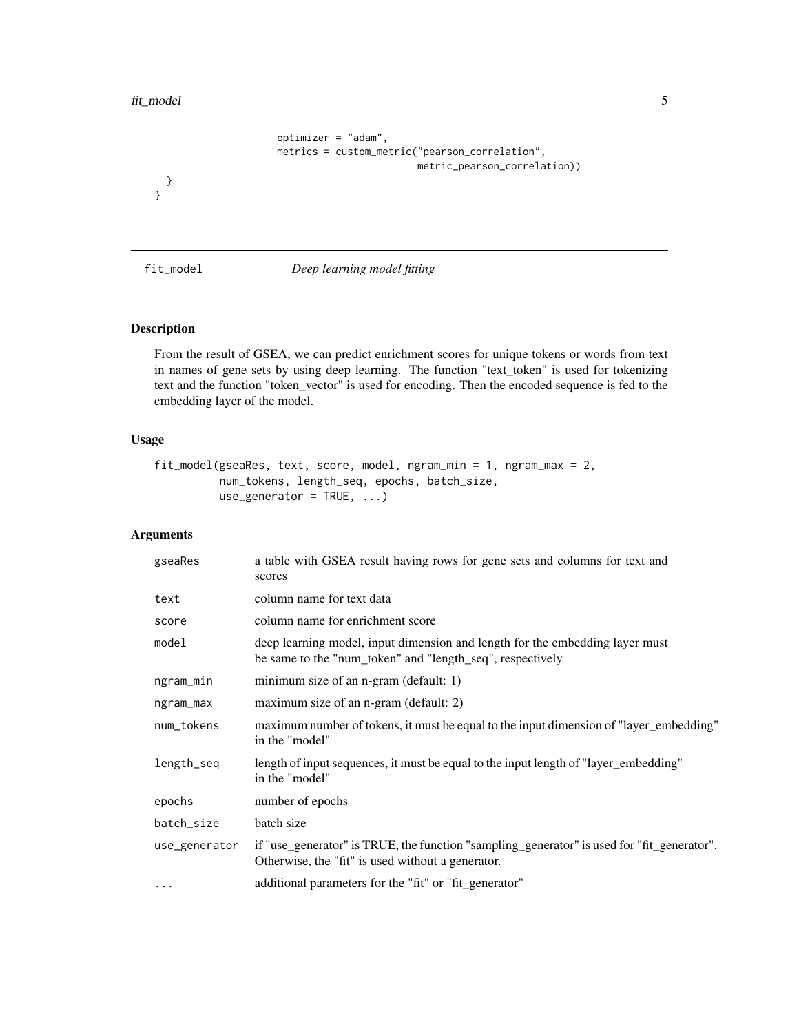```
                        optimizer = "adam",
                        metrics = custom_metric("pearson_correlation",
                                                metric_pearson_correlation))
  }
}
```

## fit_model *Deep learning model fitting*

### Description

From the result of GSEA, we can predict enrichment scores for unique tokens or words from text in names of gene sets by using deep learning. The function "text_token" is used for tokenizing text and the function "token_vector" is used for encoding. Then the encoded sequence is fed to the embedding layer of the model.

### Usage

```
fit_model(gseaRes, text, score, model, ngram_min = 1, ngram_max = 2,
          num_tokens, length_seq, epochs, batch_size,
          use_generator = TRUE, ...)
```

### Arguments

| | |
|---|---|
| gseaRes | a table with GSEA result having rows for gene sets and columns for text and scores |
| text | column name for text data |
| score | column name for enrichment score |
| model | deep learning model, input dimension and length for the embedding layer must be same to the "num_token" and "length_seq", respectively |
| ngram_min | minimum size of an n-gram (default: 1) |
| ngram_max | maximum size of an n-gram (default: 2) |
| num_tokens | maximum number of tokens, it must be equal to the input dimension of "layer_embedding" in the "model" |
| length_seq | length of input sequences, it must be equal to the input length of "layer_embedding" in the "model" |
| epochs | number of epochs |
| batch_size | batch size |
| use_generator | if "use_generator" is TRUE, the function "sampling_generator" is used for "fit_generator". Otherwise, the "fit" is used without a generator. |
| ... | additional parameters for the "fit" or "fit_generator" |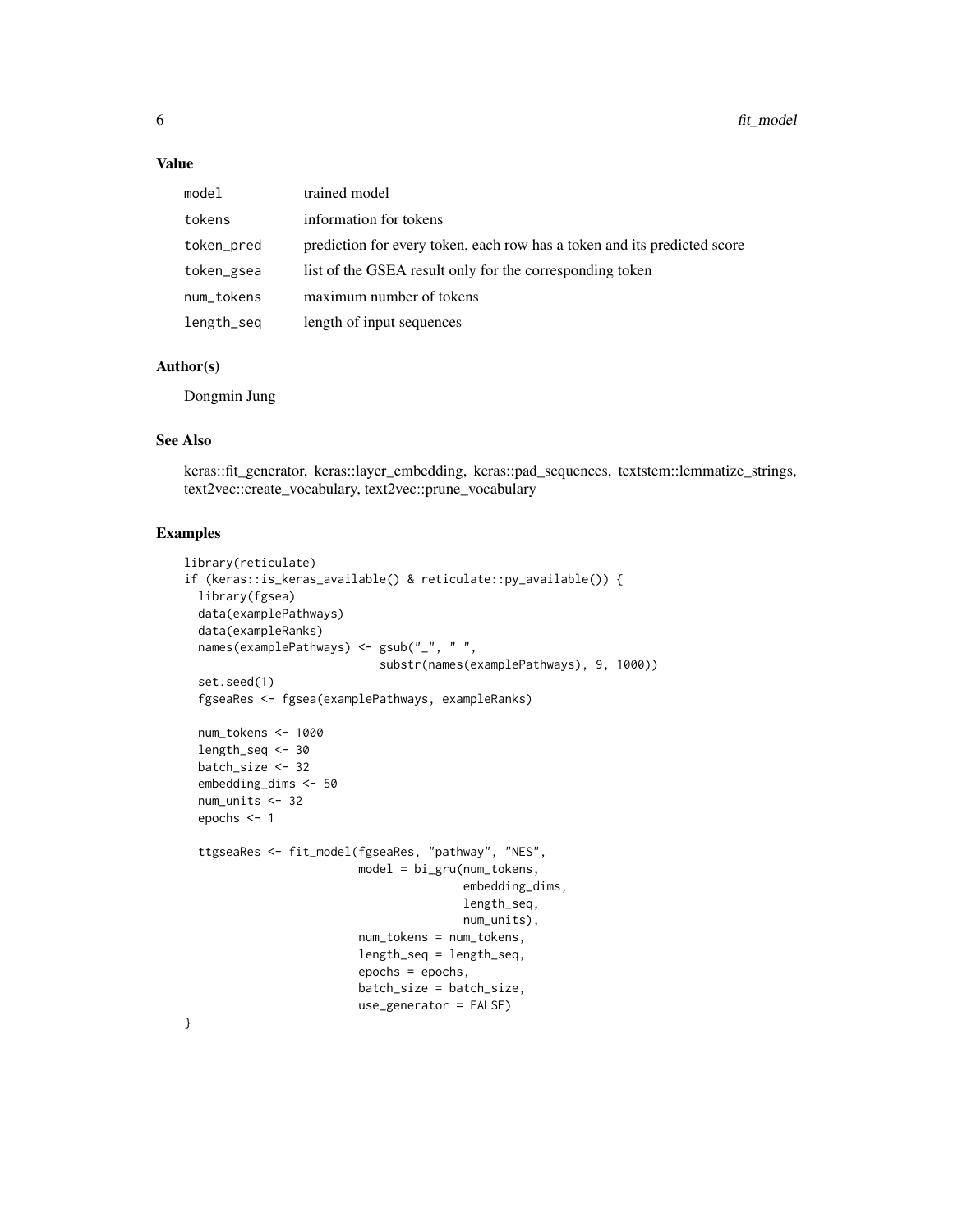### Value

| | |
|---|---|
| model | trained model |
| tokens | information for tokens |
| token_pred | prediction for every token, each row has a token and its predicted score |
| token_gsea | list of the GSEA result only for the corresponding token |
| num_tokens | maximum number of tokens |
| length_seq | length of input sequences |

### Author(s)

Dongmin Jung

### See Also

keras::fit_generator, keras::layer_embedding, keras::pad_sequences, textstem::lemmatize_strings, text2vec::create_vocabulary, text2vec::prune_vocabulary

### Examples

```
library(reticulate)
if (keras::is_keras_available() & reticulate::py_available()) {
  library(fgsea)
  data(examplePathways)
  data(exampleRanks)
  names(examplePathways) <- gsub("_", " ",
                            substr(names(examplePathways), 9, 1000))
  set.seed(1)
  fgseaRes <- fgsea(examplePathways, exampleRanks)

  num_tokens <- 1000
  length_seq <- 30
  batch_size <- 32
  embedding_dims <- 50
  num_units <- 32
  epochs <- 1

  ttgseaRes <- fit_model(fgseaRes, "pathway", "NES",
                         model = bi_gru(num_tokens,
                                        embedding_dims,
                                        length_seq,
                                        num_units),
                         num_tokens = num_tokens,
                         length_seq = length_seq,
                         epochs = epochs,
                         batch_size = batch_size,
                         use_generator = FALSE)
}
```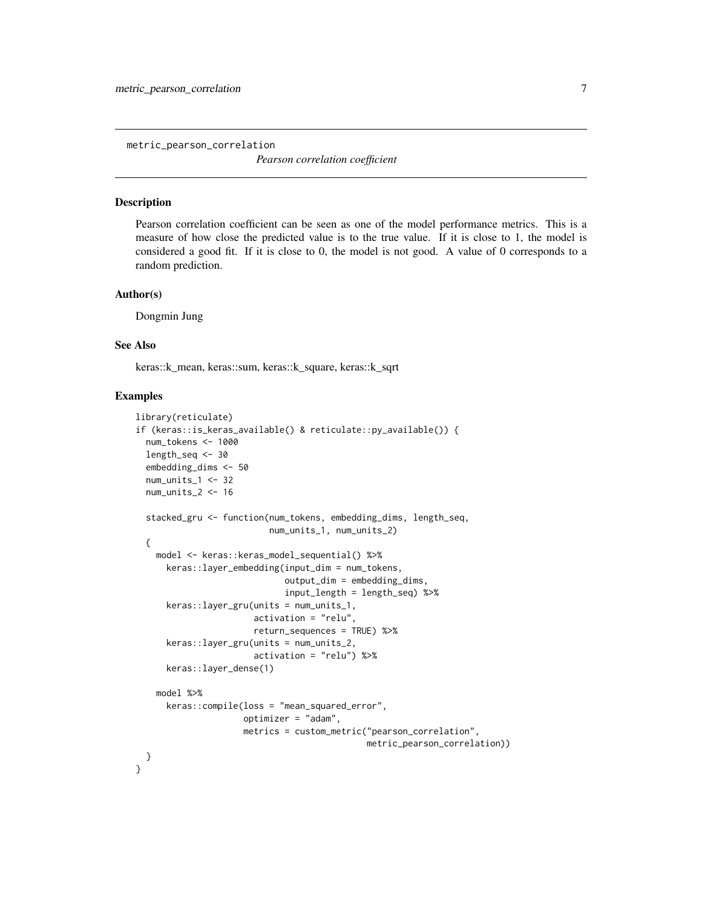## metric_pearson_correlation

*Pearson correlation coefficient*

### Description

Pearson correlation coefficient can be seen as one of the model performance metrics. This is a measure of how close the predicted value is to the true value. If it is close to 1, the model is considered a good fit. If it is close to 0, the model is not good. A value of 0 corresponds to a random prediction.

### Author(s)

Dongmin Jung

### See Also

keras::k_mean, keras::sum, keras::k_square, keras::k_sqrt

### Examples

```
library(reticulate)
if (keras::is_keras_available() & reticulate::py_available()) {
  num_tokens <- 1000
  length_seq <- 30
  embedding_dims <- 50
  num_units_1 <- 32
  num_units_2 <- 16

  stacked_gru <- function(num_tokens, embedding_dims, length_seq,
                          num_units_1, num_units_2)
  {
    model <- keras::keras_model_sequential() %>%
      keras::layer_embedding(input_dim = num_tokens,
                             output_dim = embedding_dims,
                             input_length = length_seq) %>%
      keras::layer_gru(units = num_units_1,
                       activation = "relu",
                       return_sequences = TRUE) %>%
      keras::layer_gru(units = num_units_2,
                       activation = "relu") %>%
      keras::layer_dense(1)

    model %>%
      keras::compile(loss = "mean_squared_error",
                     optimizer = "adam",
                     metrics = custom_metric("pearson_correlation",
                                             metric_pearson_correlation))
  }
}
```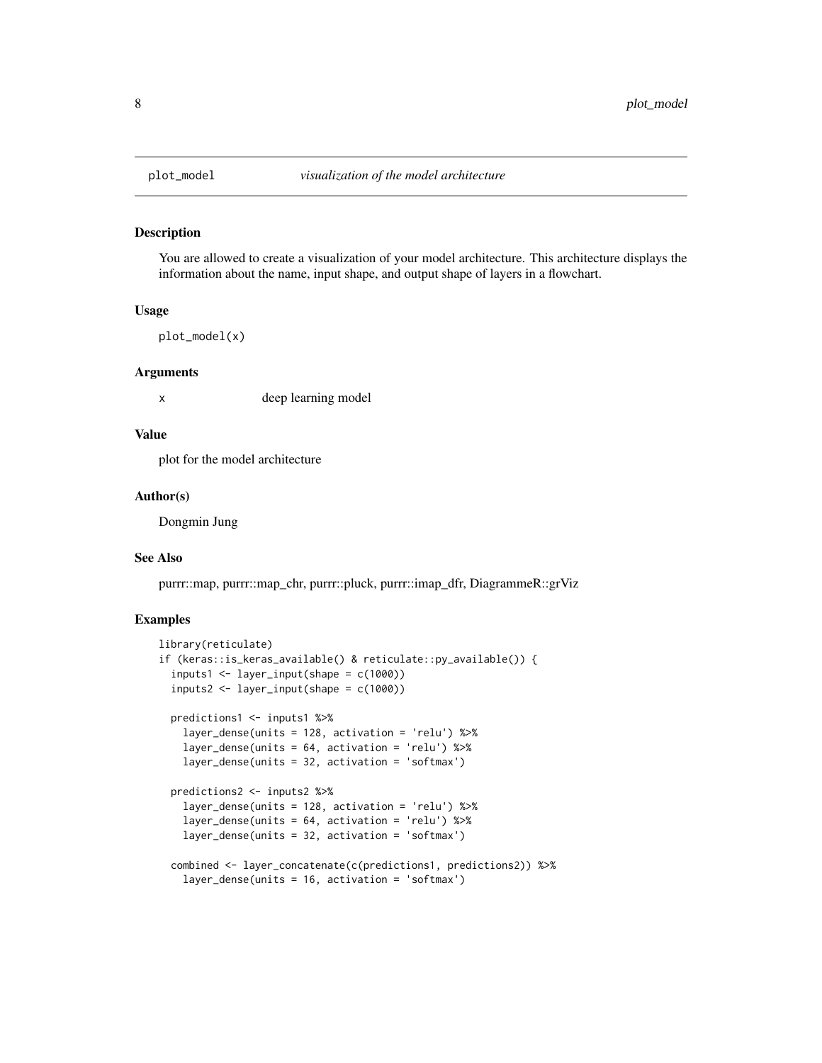## plot_model *visualization of the model architecture*

### Description

You are allowed to create a visualization of your model architecture. This architecture displays the information about the name, input shape, and output shape of layers in a flowchart.

### Usage

```
plot_model(x)
```

### Arguments

| | |
|---|---|
| x | deep learning model |

### Value

plot for the model architecture

### Author(s)

Dongmin Jung

### See Also

purrr::map, purrr::map_chr, purrr::pluck, purrr::imap_dfr, DiagrammeR::grViz

### Examples

```
library(reticulate)
if (keras::is_keras_available() & reticulate::py_available()) {
  inputs1 <- layer_input(shape = c(1000))
  inputs2 <- layer_input(shape = c(1000))

  predictions1 <- inputs1 %>%
    layer_dense(units = 128, activation = 'relu') %>%
    layer_dense(units = 64, activation = 'relu') %>%
    layer_dense(units = 32, activation = 'softmax')

  predictions2 <- inputs2 %>%
    layer_dense(units = 128, activation = 'relu') %>%
    layer_dense(units = 64, activation = 'relu') %>%
    layer_dense(units = 32, activation = 'softmax')

  combined <- layer_concatenate(c(predictions1, predictions2)) %>%
    layer_dense(units = 16, activation = 'softmax')
```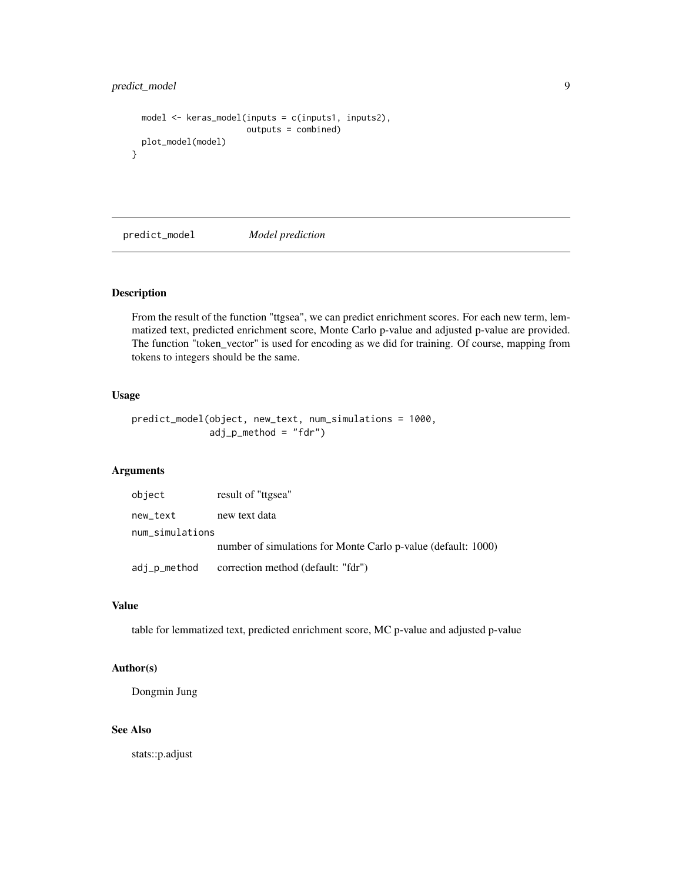```
  model <- keras_model(inputs = c(inputs1, inputs2),
                       outputs = combined)
  plot_model(model)
}
```

---

## predict_model *Model prediction*

### Description

From the result of the function "ttgsea", we can predict enrichment scores. For each new term, lemmatized text, predicted enrichment score, Monte Carlo p-value and adjusted p-value are provided. The function "token_vector" is used for encoding as we did for training. Of course, mapping from tokens to integers should be the same.

### Usage

```
predict_model(object, new_text, num_simulations = 1000,
              adj_p_method = "fdr")
```

### Arguments

| | |
|---|---|
| `object` | result of "ttgsea" |
| `new_text` | new text data |
| `num_simulations` | number of simulations for Monte Carlo p-value (default: 1000) |
| `adj_p_method` | correction method (default: "fdr") |

### Value

table for lemmatized text, predicted enrichment score, MC p-value and adjusted p-value

### Author(s)

Dongmin Jung

### See Also

stats::p.adjust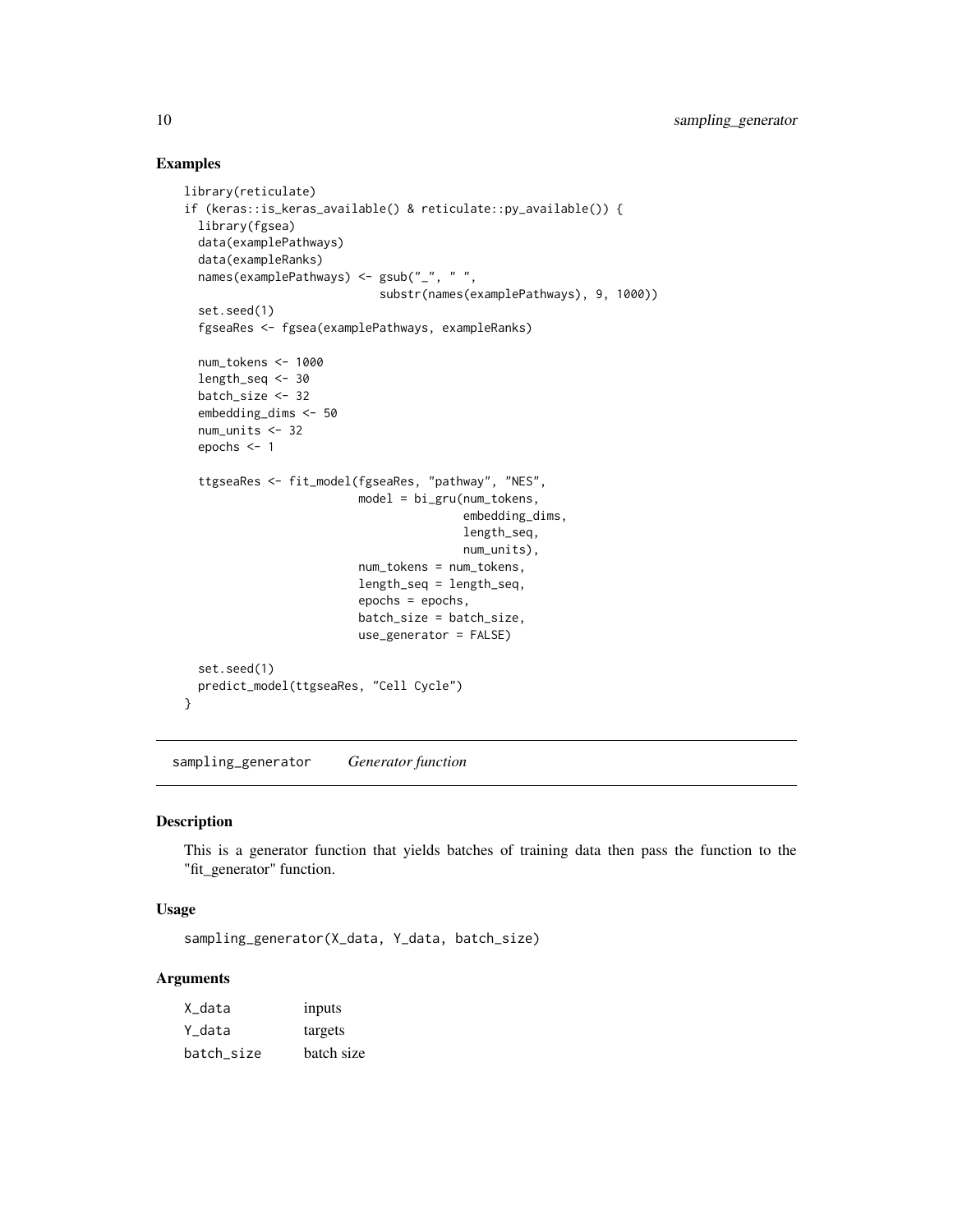## Examples

```
library(reticulate)
if (keras::is_keras_available() & reticulate::py_available()) {
  library(fgsea)
  data(examplePathways)
  data(exampleRanks)
  names(examplePathways) <- gsub("_", " ",
                            substr(names(examplePathways), 9, 1000))
  set.seed(1)
  fgseaRes <- fgsea(examplePathways, exampleRanks)

  num_tokens <- 1000
  length_seq <- 30
  batch_size <- 32
  embedding_dims <- 50
  num_units <- 32
  epochs <- 1

  ttgseaRes <- fit_model(fgseaRes, "pathway", "NES",
                         model = bi_gru(num_tokens,
                                        embedding_dims,
                                        length_seq,
                                        num_units),
                         num_tokens = num_tokens,
                         length_seq = length_seq,
                         epochs = epochs,
                         batch_size = batch_size,
                         use_generator = FALSE)

  set.seed(1)
  predict_model(ttgseaRes, "Cell Cycle")
}
```

---

## sampling_generator    *Generator function*

---

### Description

This is a generator function that yields batches of training data then pass the function to the "fit_generator" function.

### Usage

```
sampling_generator(X_data, Y_data, batch_size)
```

### Arguments

| | |
|---|---|
| X_data | inputs |
| Y_data | targets |
| batch_size | batch size |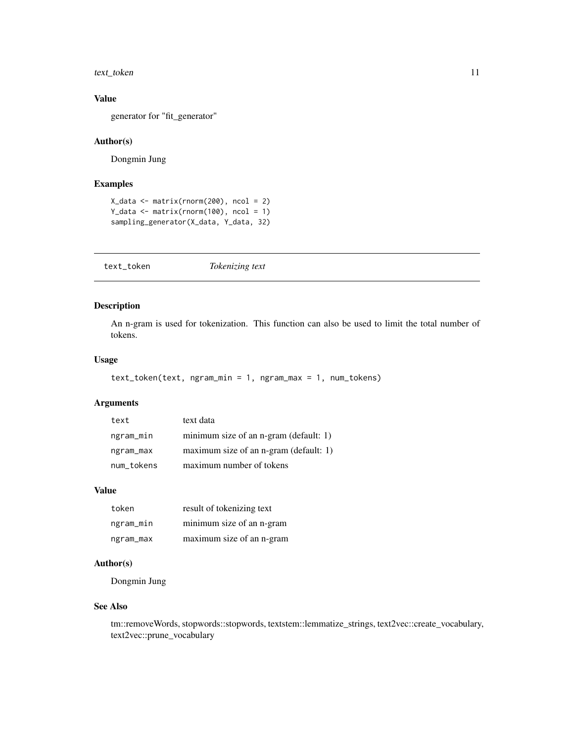### Value

generator for "fit_generator"

### Author(s)

Dongmin Jung

### Examples

```
X_data <- matrix(rnorm(200), ncol = 2)
Y_data <- matrix(rnorm(100), ncol = 1)
sampling_generator(X_data, Y_data, 32)
```

---

## text_token *Tokenizing text*

---

### Description

An n-gram is used for tokenization. This function can also be used to limit the total number of tokens.

### Usage

```
text_token(text, ngram_min = 1, ngram_max = 1, num_tokens)
```

### Arguments

| | |
|---|---|
| text | text data |
| ngram_min | minimum size of an n-gram (default: 1) |
| ngram_max | maximum size of an n-gram (default: 1) |
| num_tokens | maximum number of tokens |

### Value

| | |
|---|---|
| token | result of tokenizing text |
| ngram_min | minimum size of an n-gram |
| ngram_max | maximum size of an n-gram |

### Author(s)

Dongmin Jung

### See Also

tm::removeWords, stopwords::stopwords, textstem::lemmatize_strings, text2vec::create_vocabulary, text2vec::prune_vocabulary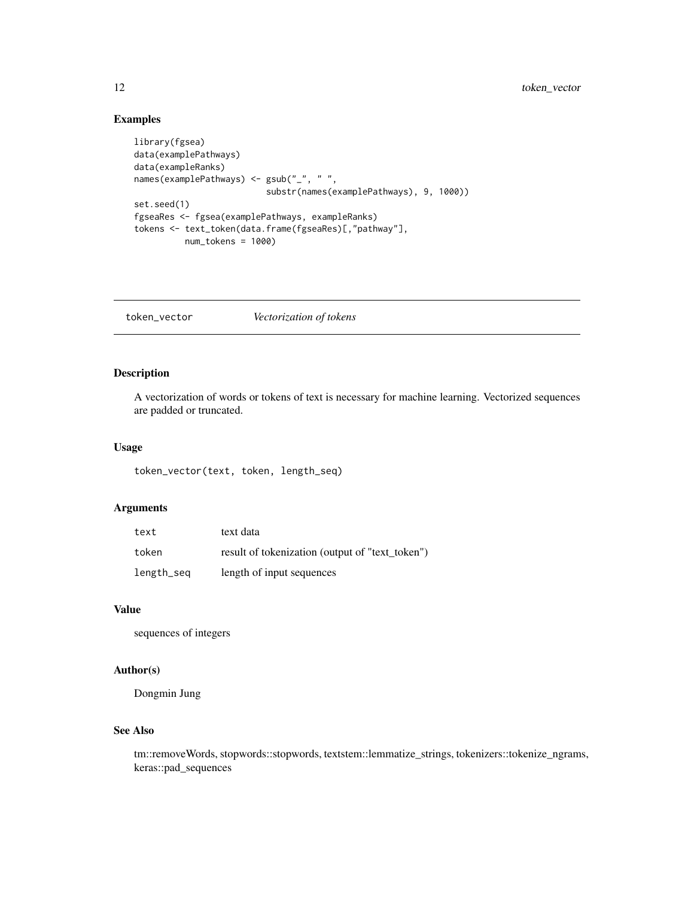## Examples

```
library(fgsea)
data(examplePathways)
data(exampleRanks)
names(examplePathways) <- gsub("_", " ",
                          substr(names(examplePathways), 9, 1000))
set.seed(1)
fgseaRes <- fgsea(examplePathways, exampleRanks)
tokens <- text_token(data.frame(fgseaRes)[,"pathway"],
          num_tokens = 1000)
```

---

# token_vector *Vectorization of tokens*

---

## Description

A vectorization of words or tokens of text is necessary for machine learning. Vectorized sequences are padded or truncated.

## Usage

```
token_vector(text, token, length_seq)
```

## Arguments

| | |
|---|---|
| text | text data |
| token | result of tokenization (output of "text_token") |
| length_seq | length of input sequences |

## Value

sequences of integers

## Author(s)

Dongmin Jung

## See Also

tm::removeWords, stopwords::stopwords, textstem::lemmatize_strings, tokenizers::tokenize_ngrams, keras::pad_sequences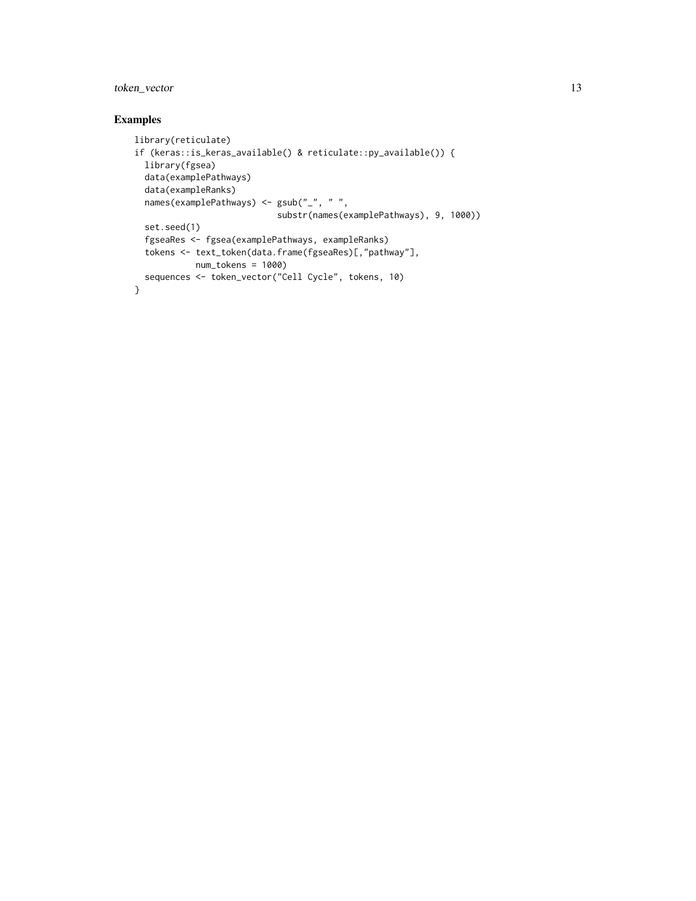## Examples

```
library(reticulate)
if (keras::is_keras_available() & reticulate::py_available()) {
  library(fgsea)
  data(examplePathways)
  data(exampleRanks)
  names(examplePathways) <- gsub("_", " ",
                            substr(names(examplePathways), 9, 1000))
  set.seed(1)
  fgseaRes <- fgsea(examplePathways, exampleRanks)
  tokens <- text_token(data.frame(fgseaRes)[,"pathway"],
            num_tokens = 1000)
  sequences <- token_vector("Cell Cycle", tokens, 10)
}
```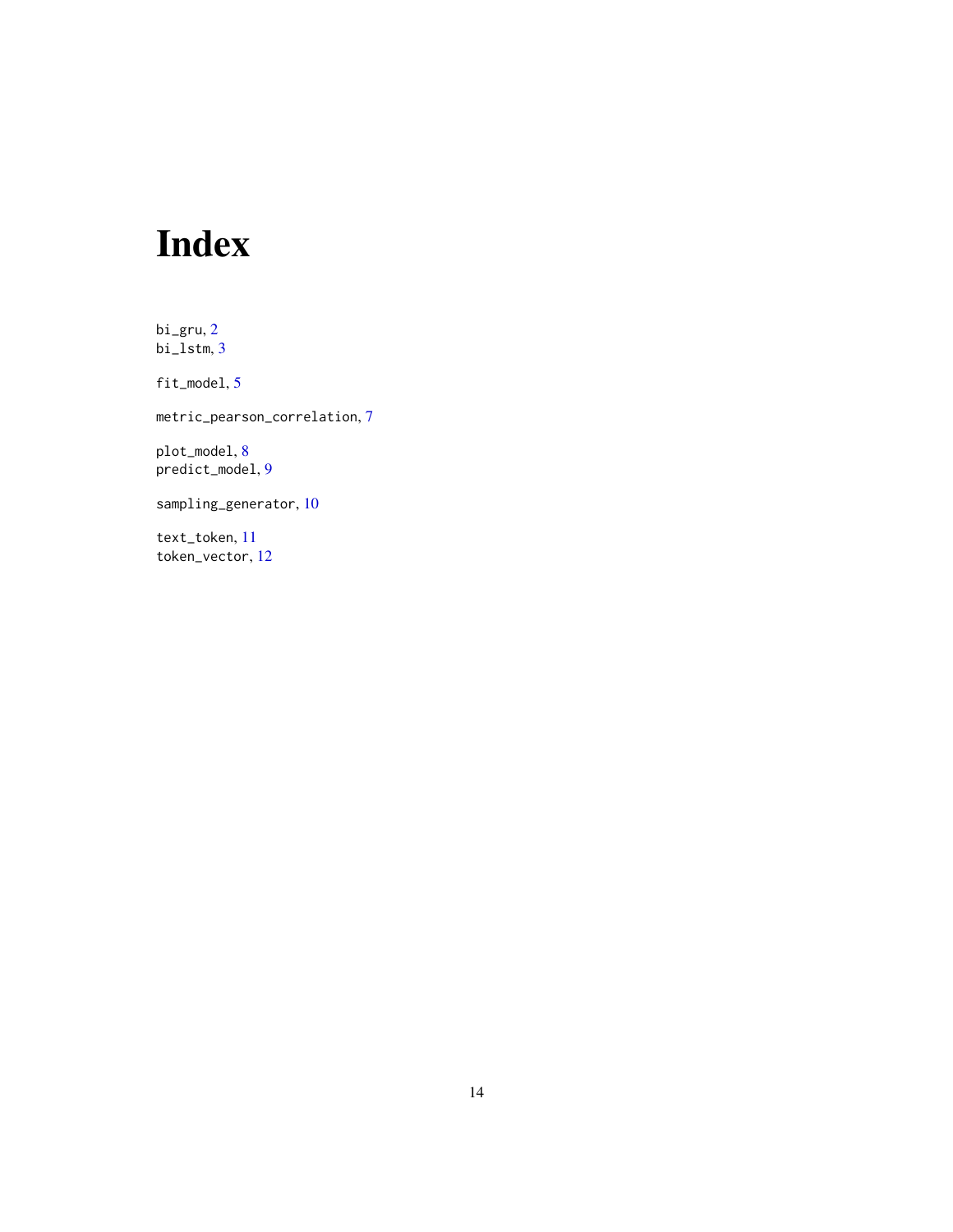# Index

bi_gru, 2
bi_lstm, 3

fit_model, 5

metric_pearson_correlation, 7

plot_model, 8
predict_model, 9

sampling_generator, 10

text_token, 11
token_vector, 12